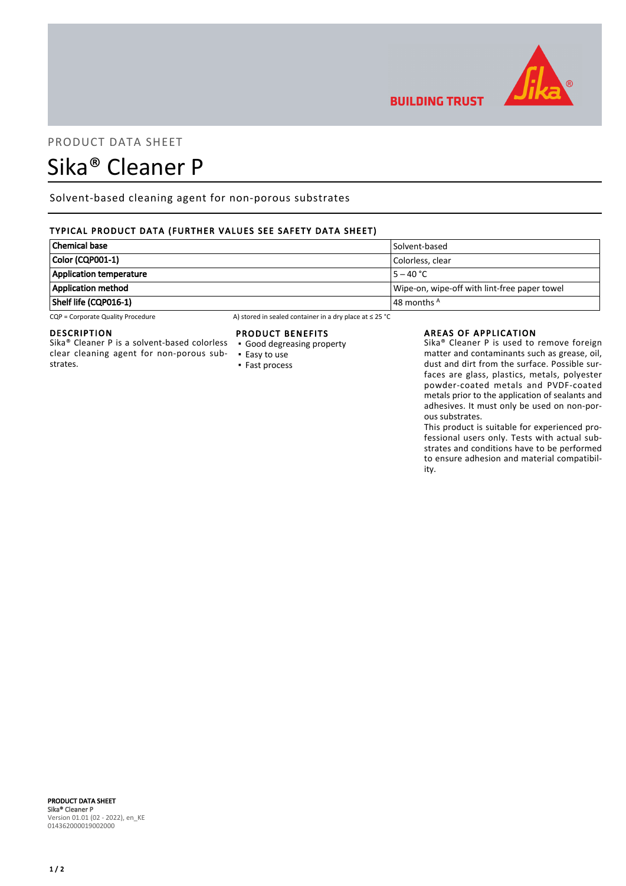PRODUCT DATA SHEET

# Sika® Cleaner P

Solvent-based cleaning agent for non-porous substrates

## TYPICAL PRODUCT DATA (FURTHER VALUES SEE SAFETY DATA SHEET)

| | |
|---|---|
| **Chemical base** | Solvent-based |
| **Color (CQP001-1)** | Colorless, clear |
| **Application temperature** | 5 – 40 °C |
| **Application method** | Wipe-on, wipe-off with lint-free paper towel |
| **Shelf life (CQP016-1)** | 48 months [A] |

CQP = Corporate Quality Procedure

A) stored in sealed container in a dry place at ≤ 25 °C

## DESCRIPTION

Sika® Cleaner P is a solvent-based colorless clear cleaning agent for non-porous substrates.

## PRODUCT BENEFITS

- Good degreasing property
- Easy to use
- Fast process

## AREAS OF APPLICATION

Sika® Cleaner P is used to remove foreign matter and contaminants such as grease, oil, dust and dirt from the surface. Possible surfaces are glass, plastics, metals, polyester powder-coated metals and PVDF-coated metals prior to the application of sealants and adhesives. It must only be used on non-porous substrates.

This product is suitable for experienced professional users only. Tests with actual substrates and conditions have to be performed to ensure adhesion and material compatibility.

**PRODUCT DATA SHEET**
Sika® Cleaner P
Version 01.01 (02 - 2022), en_KE
014362000019002000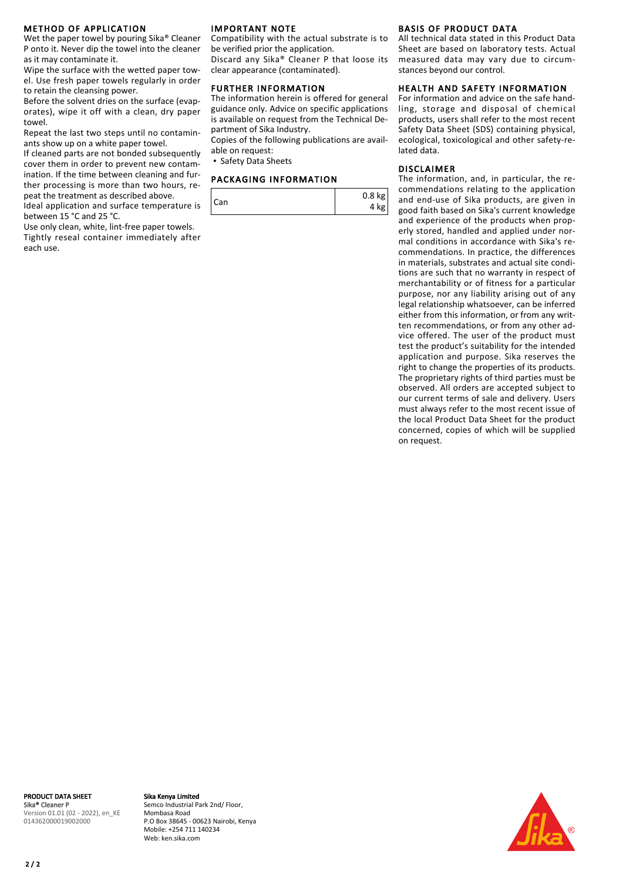## METHOD OF APPLICATION

Wet the paper towel by pouring Sika® Cleaner P onto it. Never dip the towel into the cleaner as it may contaminate it.

Wipe the surface with the wetted paper towel. Use fresh paper towels regularly in order to retain the cleansing power.

Before the solvent dries on the surface (evaporates), wipe it off with a clean, dry paper towel.

Repeat the last two steps until no contaminants show up on a white paper towel.

If cleaned parts are not bonded subsequently cover them in order to prevent new contamination. If the time between cleaning and further processing is more than two hours, repeat the treatment as described above.

Ideal application and surface temperature is between 15 °C and 25 °C.

Use only clean, white, lint-free paper towels.

Tightly reseal container immediately after each use.

## IMPORTANT NOTE

Compatibility with the actual substrate is to be verified prior the application.

Discard any Sika® Cleaner P that loose its clear appearance (contaminated).

## FURTHER INFORMATION

The information herein is offered for general guidance only. Advice on specific applications is available on request from the Technical Department of Sika Industry.

Copies of the following publications are available on request:

- Safety Data Sheets

## PACKAGING INFORMATION

| | |
|---|---|
| Can | 0.8 kg<br>4 kg |

## BASIS OF PRODUCT DATA

All technical data stated in this Product Data Sheet are based on laboratory tests. Actual measured data may vary due to circumstances beyond our control.

## HEALTH AND SAFETY INFORMATION

For information and advice on the safe handling, storage and disposal of chemical products, users shall refer to the most recent Safety Data Sheet (SDS) containing physical, ecological, toxicological and other safety-related data.

## DISCLAIMER

The information, and, in particular, the recommendations relating to the application and end-use of Sika products, are given in good faith based on Sika's current knowledge and experience of the products when properly stored, handled and applied under normal conditions in accordance with Sika's recommendations. In practice, the differences in materials, substrates and actual site conditions are such that no warranty in respect of merchantability or of fitness for a particular purpose, nor any liability arising out of any legal relationship whatsoever, can be inferred either from this information, or from any written recommendations, or from any other advice offered. The user of the product must test the product's suitability for the intended application and purpose. Sika reserves the right to change the properties of its products. The proprietary rights of third parties must be observed. All orders are accepted subject to our current terms of sale and delivery. Users must always refer to the most recent issue of the local Product Data Sheet for the product concerned, copies of which will be supplied on request.

**PRODUCT DATA SHEET**
**Sika® Cleaner P**
Version 01.01 (02 - 2022), en_KE
014362000019002000

**Sika Kenya Limited**
Semco Industrial Park 2nd/ Floor,
Mombasa Road
P.O Box 38645 - 00623 Nairobi, Kenya
Mobile: +254 711 140234
Web: ken.sika.com